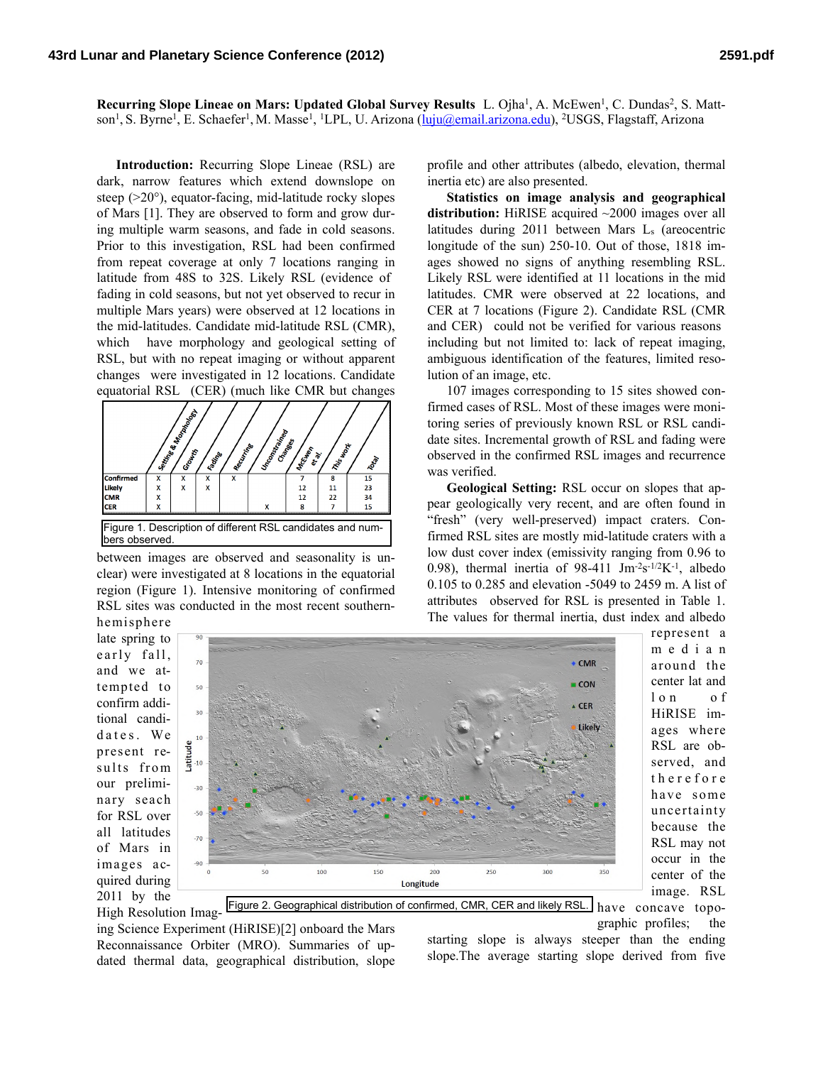**Recurring Slope Lineae on Mars: Updated Global Survey Results** L. Ojha[1], A. McEwen[1], C. Dundas[2], S. Mattson[1], S. Byrne[1], E. Schaefer[1], M. Masse[1], [1]LPL, U. Arizona (luju@email.arizona.edu), [2]USGS, Flagstaff, Arizona

**Introduction:** Recurring Slope Lineae (RSL) are dark, narrow features which extend downslope on steep (>20°), equator-facing, mid-latitude rocky slopes of Mars [1]. They are observed to form and grow during multiple warm seasons, and fade in cold seasons. Prior to this investigation, RSL had been confirmed from repeat coverage at only 7 locations ranging in latitude from 48S to 32S. Likely RSL (evidence of fading in cold seasons, but not yet observed to recur in multiple Mars years) were observed at 12 locations in the mid-latitudes. Candidate mid-latitude RSL (CMR), which have morphology and geological setting of RSL, but with no repeat imaging or without apparent changes were investigated in 12 locations. Candidate equatorial RSL (CER) (much like CMR but changes between images are observed and seasonality is unclear) were investigated at 8 locations in the equatorial region (Figure 1). Intensive monitoring of confirmed RSL sites was conducted in the most recent southern-hemisphere late spring to early fall, and we attempted to confirm additional candidates. We present results from our preliminary seach for RSL over all latitudes of Mars in images acquired during 2011 by the High Resolution Imaging Science Experiment (HiRISE)[2] onboard the Mars Reconnaissance Orbiter (MRO). Summaries of updated thermal data, geographical distribution, slope profile and other attributes (albedo, elevation, thermal inertia etc) are also presented.

| | Setting & Morphology | Growth | Fading | Recurring | Unconstrained Changes | McEwen et al. | This work | Total |
|---|---|---|---|---|---|---|---|---|
| Confirmed | X | X | X | X | | 7 | 8 | 15 |
| Likely | X | X | X | | | 12 | 11 | 23 |
| CMR | X | | | | | 12 | 22 | 34 |
| CER | X | | | | X | 8 | 7 | 15 |

Figure 1. Description of different RSL candidates and numbers observed.

**Statistics on image analysis and geographical distribution:** HiRISE acquired ~2000 images over all latitudes during 2011 between Mars $L_s$ (areocentric longitude of the sun) 250-10. Out of those, 1818 images showed no signs of anything resembling RSL. Likely RSL were identified at 11 locations in the mid latitudes. CMR were observed at 22 locations, and CER at 7 locations (Figure 2). Candidate RSL (CMR and CER) could not be verified for various reasons including but not limited to: lack of repeat imaging, ambiguous identification of the features, limited resolution of an image, etc.

107 images corresponding to 15 sites showed confirmed cases of RSL. Most of these images were monitoring series of previously known RSL or RSL candidate sites. Incremental growth of RSL and fading were observed in the confirmed RSL images and recurrence was verified.

**Geological Setting:** RSL occur on slopes that appear geologically very recent, and are often found in "fresh" (very well-preserved) impact craters. Confirmed RSL sites are mostly mid-latitude craters with a low dust cover index (emissivity ranging from 0.96 to 0.98), thermal inertia of 98-411 $Jm^{-2}s^{-1/2}K^{-1}$, albedo 0.105 to 0.285 and elevation -5049 to 2459 m. A list of attributes observed for RSL is presented in Table 1. The values for thermal inertia, dust index and albedo represent a median around the center lat and lon of HiRISE images where RSL are observed, and therefore have some uncertainty because the RSL may not occur in the center of the image. RSL have concave topographic profiles; the starting slope is always steeper than the ending slope.The average starting slope derived from five

Figure 2. Geographical distribution of confirmed, CMR, CER and likely RSL.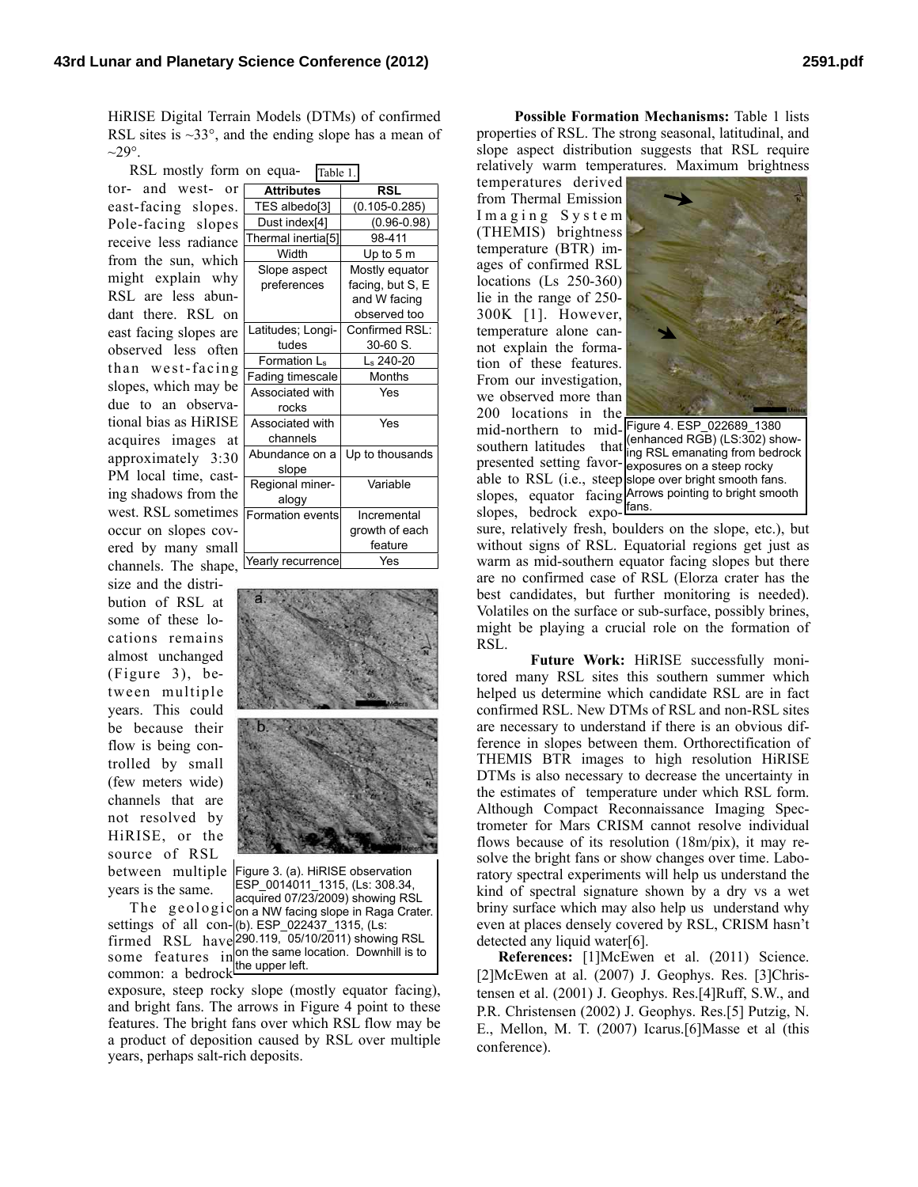HiRISE Digital Terrain Models (DTMs) of confirmed RSL sites is ~33°, and the ending slope has a mean of ~29°.

RSL mostly form on equator- and west- or east-facing slopes. Pole-facing slopes receive less radiance from the sun, which might explain why RSL are less abundant there. RSL on east facing slopes are observed less often than west-facing slopes, which may be due to an observational bias as HiRISE acquires images at approximately 3:30 PM local time, casting shadows from the west. RSL sometimes occur on slopes covered by many small channels. The shape, size and the distribution of RSL at some of these locations remains almost unchanged (Figure 3), between multiple years. This could be because their flow is being controlled by small (few meters wide) channels that are not resolved by HiRISE, or the source of RSL between multiple years is the same.

Table 1.

| Attributes | RSL |
|---|---|
| TES albedo[3] | (0.105-0.285) |
| Dust index[4] | (0.96-0.98) |
| Thermal inertia[5] | 98-411 |
| Width | Up to 5 m |
| Slope aspect preferences | Mostly equator facing, but S, E and W facing observed too |
| Latitudes; Longitudes | Confirmed RSL: 30-60 S. |
| Formation $L_s$ | $L_s$ 240-20 |
| Fading timescale | Months |
| Associated with rocks | Yes |
| Associated with channels | Yes |
| Abundance on a slope | Up to thousands |
| Regional mineralogy | Variable |
| Formation events | Incremental growth of each feature |
| Yearly recurrence | Yes |

Figure 3. (a). HiRISE observation ESP_0014011_1315, (Ls: 308.34, acquired 07/23/2009) showing RSL on a NW facing slope in Raga Crater. (b). ESP_022437_1315, (Ls: 290.119, 05/10/2011) showing RSL on the same location. Downhill is to the upper left.

The geologic settings of all confirmed RSL have some features in common: a bedrock exposure, steep rocky slope (mostly equator facing), and bright fans. The arrows in Figure 4 point to these features. The bright fans over which RSL flow may be a product of deposition caused by RSL over multiple years, perhaps salt-rich deposits.

**Possible Formation Mechanisms:** Table 1 lists properties of RSL. The strong seasonal, latitudinal, and slope aspect distribution suggests that RSL require relatively warm temperatures. Maximum brightness temperatures derived from Thermal Emission Imaging System (THEMIS) brightness temperature (BTR) images of confirmed RSL locations (Ls 250-360) lie in the range of 250-300K [1]. However, temperature alone cannot explain the formation of these features. From our investigation, we observed more than 200 locations in the mid-northern to mid-southern latitudes that presented setting favorable to RSL (i.e., steep slopes, equator facing slopes, bedrock exposure, relatively fresh, boulders on the slope, etc.), but without signs of RSL. Equatorial regions get just as warm as mid-southern equator facing slopes but there are no confirmed case of RSL (Elorza crater has the best candidates, but further monitoring is needed). Volatiles on the surface or sub-surface, possibly brines, might be playing a crucial role on the formation of RSL.

Figure 4. ESP_022689_1380 (enhanced RGB) (LS:302) showing RSL emanating from bedrock exposures on a steep rocky slope over bright smooth fans. Arrows pointing to bright smooth fans.

**Future Work:** HiRISE successfully monitored many RSL sites this southern summer which helped us determine which candidate RSL are in fact confirmed RSL. New DTMs of RSL and non-RSL sites are necessary to understand if there is an obvious difference in slopes between them. Orthorectification of THEMIS BTR images to high resolution HiRISE DTMs is also necessary to decrease the uncertainty in the estimates of temperature under which RSL form. Although Compact Reconnaissance Imaging Spectrometer for Mars CRISM cannot resolve individual flows because of its resolution (18m/pix), it may resolve the bright fans or show changes over time. Laboratory spectral experiments will help us understand the kind of spectral signature shown by a dry vs a wet briny surface which may also help us understand why even at places densely covered by RSL, CRISM hasn't detected any liquid water[6].

**References:** [1]McEwen et al. (2011) Science. [2]McEwen at al. (2007) J. Geophys. Res. [3]Christensen et al. (2001) J. Geophys. Res.[4]Ruff, S.W., and P.R. Christensen (2002) J. Geophys. Res.[5] Putzig, N. E., Mellon, M. T. (2007) Icarus.[6]Masse et al (this conference).